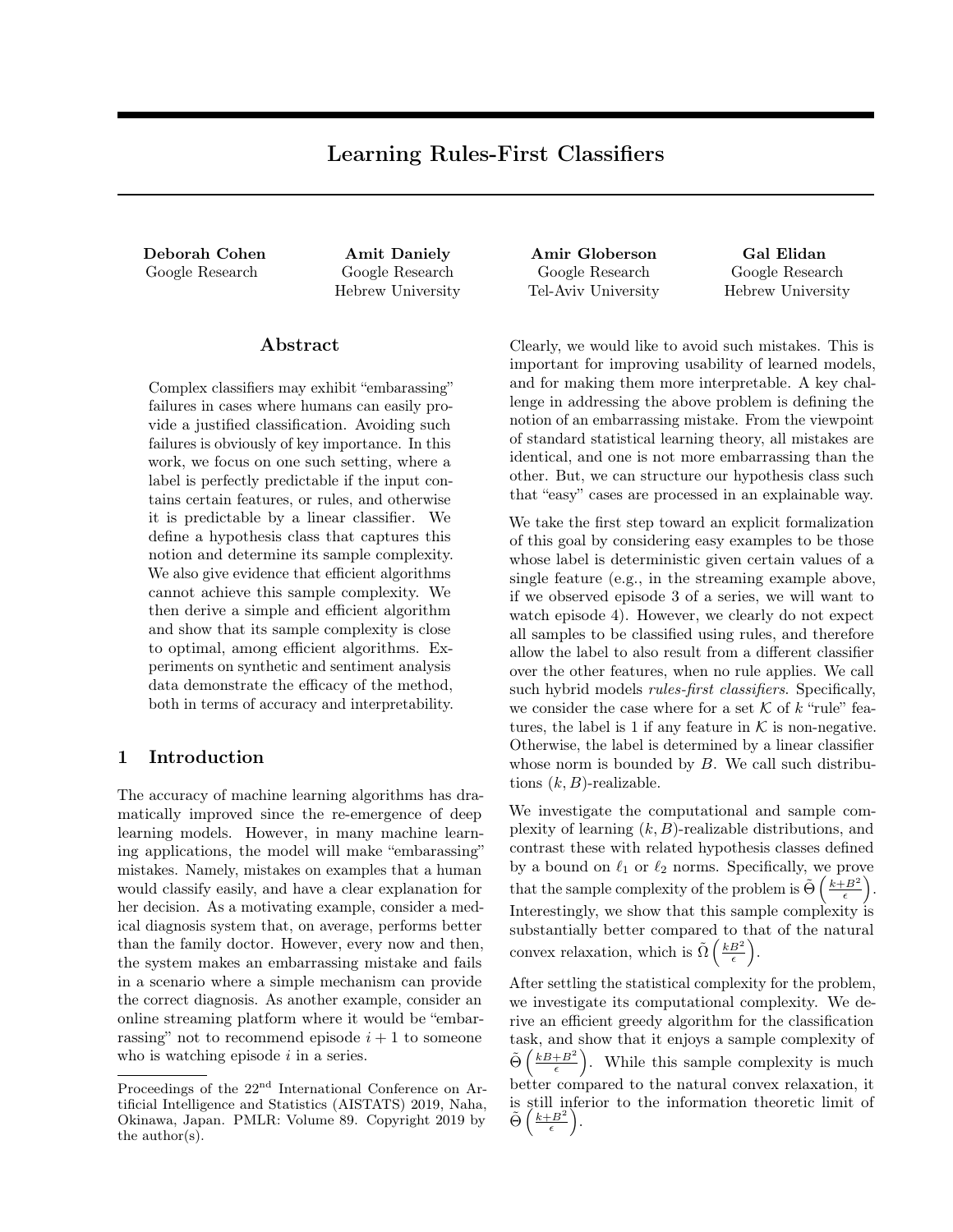# Learning Rules-First Classifiers

**Deborah Cohen**
Google Research

**Amit Daniely**
Google Research
Hebrew University

**Amir Globerson**
Google Research
Tel-Aviv University

**Gal Elidan**
Google Research
Hebrew University

## Abstract

Complex classifiers may exhibit "embarassing" failures in cases where humans can easily provide a justified classification. Avoiding such failures is obviously of key importance. In this work, we focus on one such setting, where a label is perfectly predictable if the input contains certain features, or rules, and otherwise it is predictable by a linear classifier. We define a hypothesis class that captures this notion and determine its sample complexity. We also give evidence that efficient algorithms cannot achieve this sample complexity. We then derive a simple and efficient algorithm and show that its sample complexity is close to optimal, among efficient algorithms. Experiments on synthetic and sentiment analysis data demonstrate the efficacy of the method, both in terms of accuracy and interpretability.

## 1 Introduction

The accuracy of machine learning algorithms has dramatically improved since the re-emergence of deep learning models. However, in many machine learning applications, the model will make "embarassing" mistakes. Namely, mistakes on examples that a human would classify easily, and have a clear explanation for her decision. As a motivating example, consider a medical diagnosis system that, on average, performs better than the family doctor. However, every now and then, the system makes an embarrassing mistake and fails in a scenario where a simple mechanism can provide the correct diagnosis. As another example, consider an online streaming platform where it would be "embarrassing" not to recommend episode $i+1$ to someone who is watching episode $i$ in a series.

Clearly, we would like to avoid such mistakes. This is important for improving usability of learned models, and for making them more interpretable. A key challenge in addressing the above problem is defining the notion of an embarrassing mistake. From the viewpoint of standard statistical learning theory, all mistakes are identical, and one is not more embarrassing than the other. But, we can structure our hypothesis class such that "easy" cases are processed in an explainable way.

We take the first step toward an explicit formalization of this goal by considering easy examples to be those whose label is deterministic given certain values of a single feature (e.g., in the streaming example above, if we observed episode 3 of a series, we will want to watch episode 4). However, we clearly do not expect all samples to be classified using rules, and therefore allow the label to also result from a different classifier over the other features, when no rule applies. We call such hybrid models *rules-first classifiers*. Specifically, we consider the case where for a set $\mathcal{K}$ of $k$ "rule" features, the label is 1 if any feature in $\mathcal{K}$ is non-negative. Otherwise, the label is determined by a linear classifier whose norm is bounded by $B$. We call such distributions $(k, B)$-realizable.

We investigate the computational and sample complexity of learning $(k, B)$-realizable distributions, and contrast these with related hypothesis classes defined by a bound on $\ell_1$ or $\ell_2$ norms. Specifically, we prove that the sample complexity of the problem is $\tilde{\Theta}\left(\frac{k+B^2}{\epsilon}\right)$. Interestingly, we show that this sample complexity is substantially better compared to that of the natural convex relaxation, which is $\tilde{\Omega}\left(\frac{kB^2}{\epsilon}\right)$.

After settling the statistical complexity for the problem, we investigate its computational complexity. We derive an efficient greedy algorithm for the classification task, and show that it enjoys a sample complexity of $\tilde{\Theta}\left(\frac{kB+B^2}{\epsilon}\right)$. While this sample complexity is much better compared to the natural convex relaxation, it is still inferior to the information theoretic limit of $\tilde{\Theta}\left(\frac{k+B^2}{\epsilon}\right)$.

Proceedings of the 22[nd] International Conference on Artificial Intelligence and Statistics (AISTATS) 2019, Naha, Okinawa, Japan. PMLR: Volume 89. Copyright 2019 by the author(s).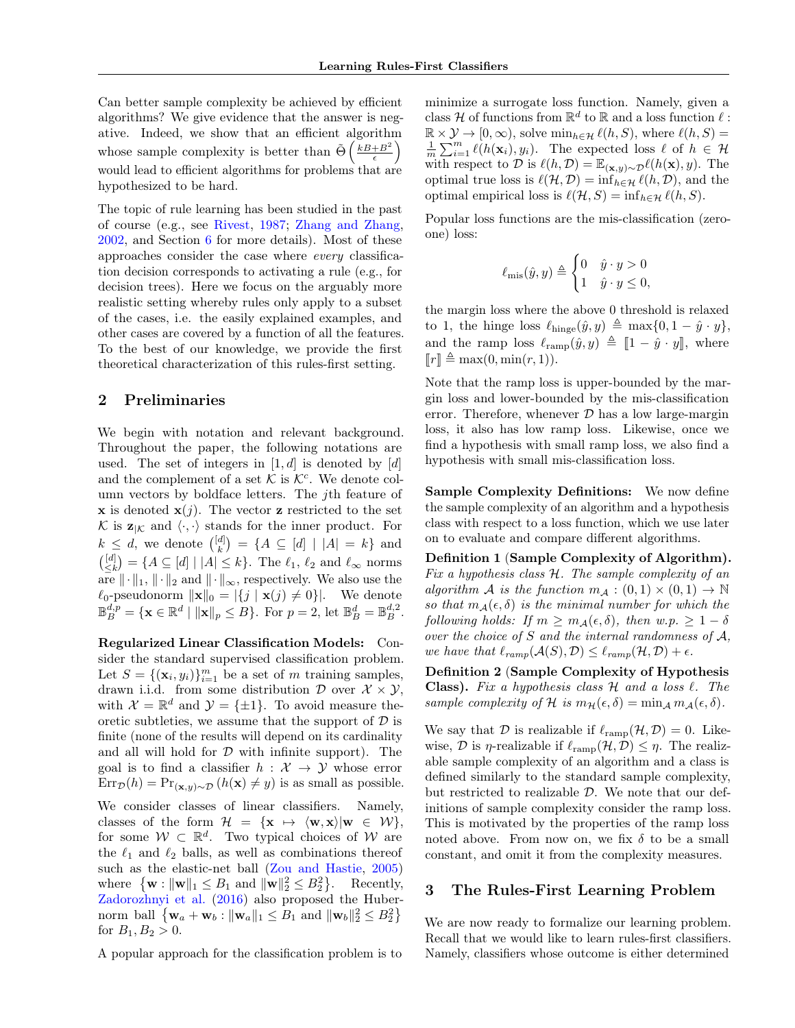Can better sample complexity be achieved by efficient algorithms? We give evidence that the answer is negative. Indeed, we show that an efficient algorithm whose sample complexity is better than $\tilde{\Theta}\left(\frac{kB+B^2}{\epsilon}\right)$ would lead to efficient algorithms for problems that are hypothesized to be hard.

The topic of rule learning has been studied in the past of course (e.g., see Rivest, 1987; Zhang and Zhang, 2002, and Section 6 for more details). Most of these approaches consider the case where *every* classification decision corresponds to activating a rule (e.g., for decision trees). Here we focus on the arguably more realistic setting whereby rules only apply to a subset of the cases, i.e. the easily explained examples, and other cases are covered by a function of all the features. To the best of our knowledge, we provide the first theoretical characterization of this rules-first setting.

## 2 Preliminaries

We begin with notation and relevant background. Throughout the paper, the following notations are used. The set of integers in $[1, d]$ is denoted by $[d]$ and the complement of a set $\mathcal{K}$ is $\mathcal{K}^c$. We denote column vectors by boldface letters. The $j$th feature of $\mathbf{x}$ is denoted $\mathbf{x}(j)$. The vector $\mathbf{z}$ restricted to the set $\mathcal{K}$ is $\mathbf{z}_{|\mathcal{K}}$ and $\langle \cdot, \cdot \rangle$ stands for the inner product. For $k \leq d$, we denote $\binom{[d]}{k} = \{A \subseteq [d] \mid |A| = k\}$ and $\binom{[d]}{\leq k} = \{A \subseteq [d] \mid |A| \leq k\}$. The $\ell_1$, $\ell_2$ and $\ell_\infty$ norms are $\|\cdot\|_1$, $\|\cdot\|_2$ and $\|\cdot\|_\infty$, respectively. We also use the $\ell_0$-pseudonorm $\|\mathbf{x}\|_0 = |\{j \mid \mathbf{x}(j) \neq 0\}|$. We denote $\mathbb{B}_B^{d,p} = \{\mathbf{x} \in \mathbb{R}^d \mid \|\mathbf{x}\|_p \leq B\}$. For $p = 2$, let $\mathbb{B}_B^d = \mathbb{B}_B^{d,2}$.

**Regularized Linear Classification Models:** Consider the standard supervised classification problem. Let $S = \{(\mathbf{x}_i, y_i)\}_{i=1}^m$ be a set of $m$ training samples, drawn i.i.d. from some distribution $\mathcal{D}$ over $\mathcal{X} \times \mathcal{Y}$, with $\mathcal{X} = \mathbb{R}^d$ and $\mathcal{Y} = \{\pm 1\}$. To avoid measure theoretic subtleties, we assume that the support of $\mathcal{D}$ is finite (none of the results will depend on its cardinality and all will hold for $\mathcal{D}$ with infinite support). The goal is to find a classifier $h : \mathcal{X} \to \mathcal{Y}$ whose error $\mathrm{Err}_{\mathcal{D}}(h) = \Pr_{(\mathbf{x},y)\sim\mathcal{D}}(h(\mathbf{x}) \neq y)$ is as small as possible.

We consider classes of linear classifiers. Namely, classes of the form $\mathcal{H} = \{\mathbf{x} \mapsto \langle \mathbf{w}, \mathbf{x} \rangle | \mathbf{w} \in \mathcal{W}\}$, for some $\mathcal{W} \subset \mathbb{R}^d$. Two typical choices of $\mathcal{W}$ are the $\ell_1$ and $\ell_2$ balls, as well as combinations thereof such as the elastic-net ball (Zou and Hastie, 2005) where $\{\mathbf{w} : \|\mathbf{w}\|_1 \leq B_1 \text{ and } \|\mathbf{w}\|_2^2 \leq B_2^2\}$. Recently, Zadorozhnyi et al. (2016) also proposed the Huber-norm ball $\{\mathbf{w}_a + \mathbf{w}_b : \|\mathbf{w}_a\|_1 \leq B_1 \text{ and } \|\mathbf{w}_b\|_2^2 \leq B_2^2\}$ for $B_1, B_2 > 0$.

A popular approach for the classification problem is to minimize a surrogate loss function. Namely, given a class $\mathcal{H}$ of functions from $\mathbb{R}^d$ to $\mathbb{R}$ and a loss function $\ell : \mathbb{R} \times \mathcal{Y} \to [0, \infty)$, solve $\min_{h\in\mathcal{H}} \ell(h, S)$, where $\ell(h, S) = \frac{1}{m}\sum_{i=1}^m \ell(h(\mathbf{x}_i), y_i)$. The expected loss $\ell$ of $h \in \mathcal{H}$ with respect to $\mathcal{D}$ is $\ell(h, \mathcal{D}) = \mathbb{E}_{(\mathbf{x},y)\sim\mathcal{D}} \ell(h(\mathbf{x}), y)$. The optimal true loss is $\ell(\mathcal{H}, \mathcal{D}) = \inf_{h\in\mathcal{H}} \ell(h, \mathcal{D})$, and the optimal empirical loss is $\ell(\mathcal{H}, S) = \inf_{h\in\mathcal{H}} \ell(h, S)$.

Popular loss functions are the mis-classification (zero-one) loss:

$$\ell_{\mathrm{mis}}(\hat{y}, y) \triangleq \begin{cases} 0 & \hat{y} \cdot y > 0 \\ 1 & \hat{y} \cdot y \leq 0, \end{cases}$$

the margin loss where the above 0 threshold is relaxed to 1, the hinge loss $\ell_{\mathrm{hinge}}(\hat{y}, y) \triangleq \max\{0, 1 - \hat{y} \cdot y\}$, and the ramp loss $\ell_{\mathrm{ramp}}(\hat{y}, y) \triangleq [\![1 - \hat{y} \cdot y]\!]$, where $[\![r]\!] \triangleq \max(0, \min(r, 1))$.

Note that the ramp loss is upper-bounded by the margin loss and lower-bounded by the mis-classification error. Therefore, whenever $\mathcal{D}$ has a low large-margin loss, it also has low ramp loss. Likewise, once we find a hypothesis with small ramp loss, we also find a hypothesis with small mis-classification loss.

**Sample Complexity Definitions:** We now define the sample complexity of an algorithm and a hypothesis class with respect to a loss function, which we use later on to evaluate and compare different algorithms.

**Definition 1** (**Sample Complexity of Algorithm).** *Fix a hypothesis class $\mathcal{H}$. The sample complexity of an algorithm $\mathcal{A}$ is the function $m_{\mathcal{A}} : (0,1) \times (0,1) \to \mathbb{N}$ so that $m_{\mathcal{A}}(\epsilon, \delta)$ is the minimal number for which the following holds: If $m \geq m_{\mathcal{A}}(\epsilon, \delta)$, then w.p. $\geq 1 - \delta$ over the choice of $S$ and the internal randomness of $\mathcal{A}$, we have that $\ell_{ramp}(\mathcal{A}(S), \mathcal{D}) \leq \ell_{ramp}(\mathcal{H}, \mathcal{D}) + \epsilon$.*

**Definition 2** (**Sample Complexity of Hypothesis Class).** *Fix a hypothesis class $\mathcal{H}$ and a loss $\ell$. The sample complexity of $\mathcal{H}$ is $m_{\mathcal{H}}(\epsilon, \delta) = \min_{\mathcal{A}} m_{\mathcal{A}}(\epsilon, \delta)$.*

We say that $\mathcal{D}$ is realizable if $\ell_{\mathrm{ramp}}(\mathcal{H}, \mathcal{D}) = 0$. Likewise, $\mathcal{D}$ is $\eta$-realizable if $\ell_{\mathrm{ramp}}(\mathcal{H}, \mathcal{D}) \leq \eta$. The realizable sample complexity of an algorithm and a class is defined similarly to the standard sample complexity, but restricted to realizable $\mathcal{D}$. We note that our definitions of sample complexity consider the ramp loss. This is motivated by the properties of the ramp loss noted above. From now on, we fix $\delta$ to be a small constant, and omit it from the complexity measures.

## 3 The Rules-First Learning Problem

We are now ready to formalize our learning problem. Recall that we would like to learn rules-first classifiers. Namely, classifiers whose outcome is either determined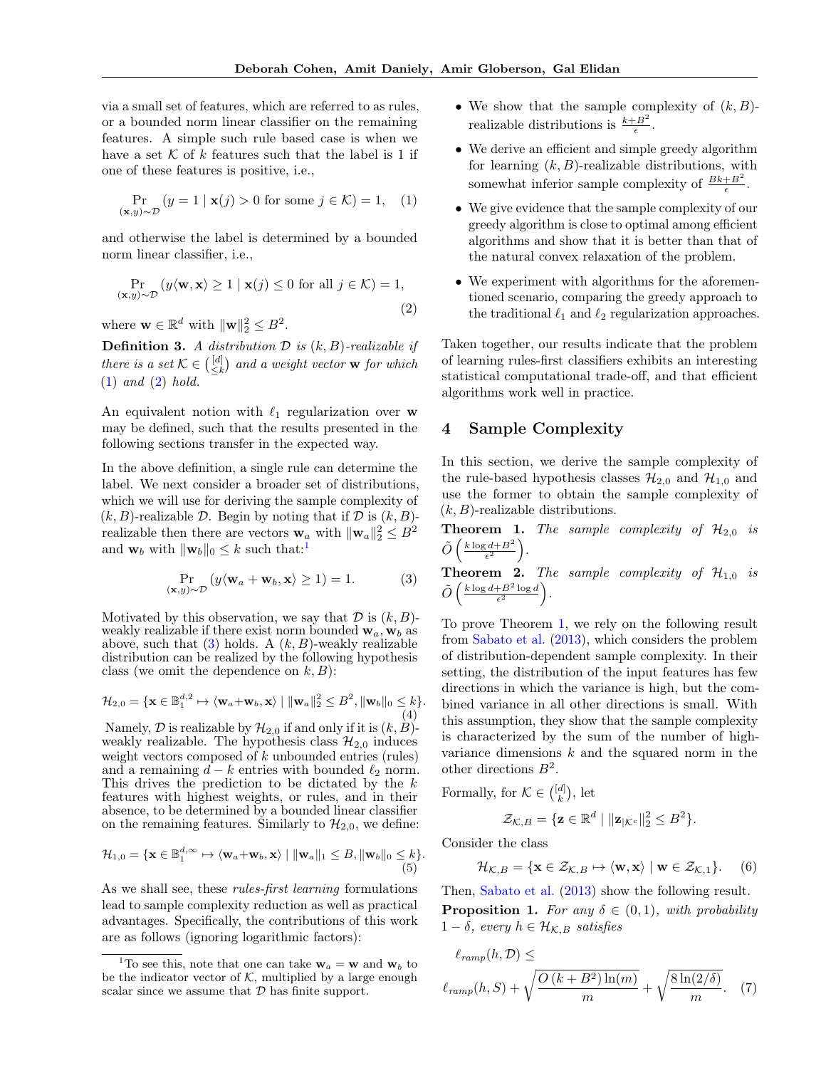via a small set of features, which are referred to as rules, or a bounded norm linear classifier on the remaining features. A simple such rule based case is when we have a set $\mathcal{K}$ of $k$ features such that the label is 1 if one of these features is positive, i.e.,

$$\Pr_{(\mathbf{x},y)\sim\mathcal{D}}(y = 1 \mid \mathbf{x}(j) > 0 \text{ for some } j \in \mathcal{K}) = 1, \quad (1)$$

and otherwise the label is determined by a bounded norm linear classifier, i.e.,

$$\Pr_{(\mathbf{x},y)\sim\mathcal{D}}(y\langle \mathbf{w}, \mathbf{x}\rangle \geq 1 \mid \mathbf{x}(j) \leq 0 \text{ for all } j \in \mathcal{K}) = 1, \quad (2)$$

where $\mathbf{w} \in \mathbb{R}^d$ with $\|\mathbf{w}\|_2^2 \leq B^2$.

**Definition 3.** *A distribution $\mathcal{D}$ is $(k, B)$-realizable if there is a set $\mathcal{K} \in \binom{[d]}{\leq k}$ and a weight vector $\mathbf{w}$ for which (1) and (2) hold.*

An equivalent notion with $\ell_1$ regularization over $\mathbf{w}$ may be defined, such that the results presented in the following sections transfer in the expected way.

In the above definition, a single rule can determine the label. We next consider a broader set of distributions, which we will use for deriving the sample complexity of $(k, B)$-realizable $\mathcal{D}$. Begin by noting that if $\mathcal{D}$ is $(k, B)$-realizable then there are vectors $\mathbf{w}_a$ with $\|\mathbf{w}_a\|_2^2 \leq B^2$ and $\mathbf{w}_b$ with $\|\mathbf{w}_b\|_0 \leq k$ such that:[1]

$$\Pr_{(\mathbf{x},y)\sim\mathcal{D}}(y\langle \mathbf{w}_a + \mathbf{w}_b, \mathbf{x}\rangle \geq 1) = 1. \quad (3)$$

Motivated by this observation, we say that $\mathcal{D}$ is $(k, B)$-weakly realizable if there exist norm bounded $\mathbf{w}_a, \mathbf{w}_b$ as above, such that (3) holds. A $(k, B)$-weakly realizable distribution can be realized by the following hypothesis class (we omit the dependence on $k, B$):

$$\mathcal{H}_{2,0} = \{\mathbf{x} \in \mathbb{B}_1^{d,2} \mapsto \langle \mathbf{w}_a + \mathbf{w}_b, \mathbf{x}\rangle \mid \|\mathbf{w}_a\|_2^2 \leq B^2, \|\mathbf{w}_b\|_0 \leq k\}. \quad (4)$$

Namely, $\mathcal{D}$ is realizable by $\mathcal{H}_{2,0}$ if and only if it is $(k, B)$-weakly realizable. The hypothesis class $\mathcal{H}_{2,0}$ induces weight vectors composed of $k$ unbounded entries (rules) and a remaining $d - k$ entries with bounded $\ell_2$ norm. This drives the prediction to be dictated by the $k$ features with highest weights, or rules, and in their absence, to be determined by a bounded linear classifier on the remaining features. Similarly to $\mathcal{H}_{2,0}$, we define:

$$\mathcal{H}_{1,0} = \{\mathbf{x} \in \mathbb{B}_1^{d,\infty} \mapsto \langle \mathbf{w}_a + \mathbf{w}_b, \mathbf{x}\rangle \mid \|\mathbf{w}_a\|_1 \leq B, \|\mathbf{w}_b\|_0 \leq k\}. \quad (5)$$

As we shall see, these *rules-first learning* formulations lead to sample complexity reduction as well as practical advantages. Specifically, the contributions of this work are as follows (ignoring logarithmic factors):

- We show that the sample complexity of $(k, B)$-realizable distributions is $\frac{k+B^2}{\epsilon}$.
- We derive an efficient and simple greedy algorithm for learning $(k, B)$-realizable distributions, with somewhat inferior sample complexity of $\frac{Bk+B^2}{\epsilon}$.
- We give evidence that the sample complexity of our greedy algorithm is close to optimal among efficient algorithms and show that it is better than that of the natural convex relaxation of the problem.
- We experiment with algorithms for the aforementioned scenario, comparing the greedy approach to the traditional $\ell_1$ and $\ell_2$ regularization approaches.

Taken together, our results indicate that the problem of learning rules-first classifiers exhibits an interesting statistical computational trade-off, and that efficient algorithms work well in practice.

## 4 Sample Complexity

In this section, we derive the sample complexity of the rule-based hypothesis classes $\mathcal{H}_{2,0}$ and $\mathcal{H}_{1,0}$ and use the former to obtain the sample complexity of $(k, B)$-realizable distributions.

**Theorem 1.** *The sample complexity of $\mathcal{H}_{2,0}$ is $\tilde{O}\left(\frac{k \log d + B^2}{\epsilon^2}\right)$.*

**Theorem 2.** *The sample complexity of $\mathcal{H}_{1,0}$ is $\tilde{O}\left(\frac{k \log d + B^2 \log d}{\epsilon^2}\right)$.*

To prove Theorem 1, we rely on the following result from Sabato et al. (2013), which considers the problem of distribution-dependent sample complexity. In their setting, the distribution of the input features has few directions in which the variance is high, but the combined variance in all other directions is small. With this assumption, they show that the sample complexity is characterized by the sum of the number of high-variance dimensions $k$ and the squared norm in the other directions $B^2$.

Formally, for $\mathcal{K} \in \binom{[d]}{k}$, let

$$\mathcal{Z}_{\mathcal{K},B} = \{\mathbf{z} \in \mathbb{R}^d \mid \|\mathbf{z}_{|\mathcal{K}^c}\|_2^2 \leq B^2\}.$$

Consider the class

$$\mathcal{H}_{\mathcal{K},B} = \{\mathbf{x} \in \mathcal{Z}_{\mathcal{K},B} \mapsto \langle \mathbf{w}, \mathbf{x}\rangle \mid \mathbf{w} \in \mathcal{Z}_{\mathcal{K},1}\}. \quad (6)$$

Then, Sabato et al. (2013) show the following result.

**Proposition 1.** *For any $\delta \in (0, 1)$, with probability $1 - \delta$, every $h \in \mathcal{H}_{\mathcal{K},B}$ satisfies*

$$\ell_{ramp}(h, \mathcal{D}) \leq$$
$$\ell_{ramp}(h, S) + \sqrt{\frac{O\left(k + B^2\right)\ln(m)}{m}} + \sqrt{\frac{8\ln(2/\delta)}{m}}. \quad (7)$$

[1] To see this, note that one can take $\mathbf{w}_a = \mathbf{w}$ and $\mathbf{w}_b$ to be the indicator vector of $\mathcal{K}$, multiplied by a large enough scalar since we assume that $\mathcal{D}$ has finite support.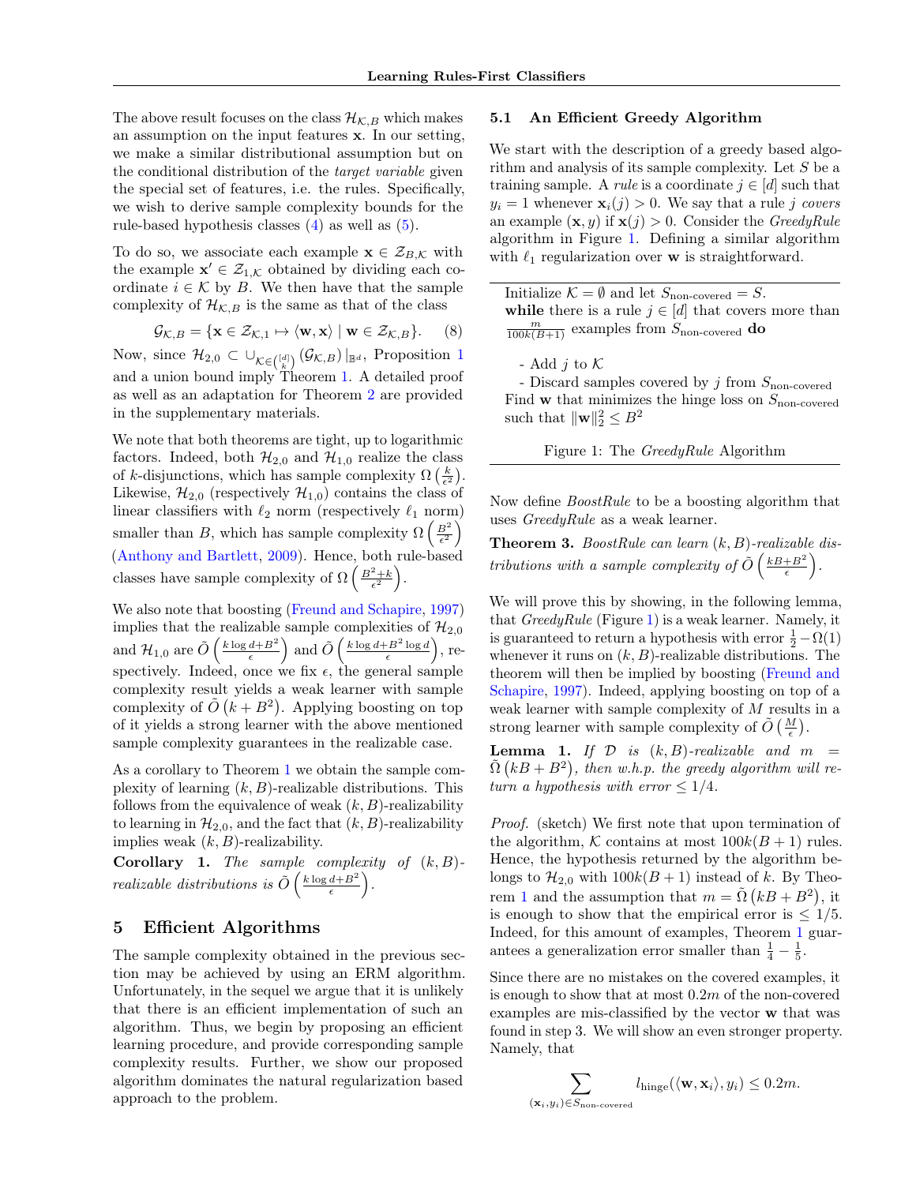The above result focuses on the class $\mathcal{H}_{\mathcal{K},B}$ which makes an assumption on the input features $\mathbf{x}$. In our setting, we make a similar distributional assumption but on the conditional distribution of the *target variable* given the special set of features, i.e. the rules. Specifically, we wish to derive sample complexity bounds for the rule-based hypothesis classes (4) as well as (5).

To do so, we associate each example $\mathbf{x} \in \mathcal{Z}_{B,\mathcal{K}}$ with the example $\mathbf{x}' \in \mathcal{Z}_{1,\mathcal{K}}$ obtained by dividing each coordinate $i \in \mathcal{K}$ by $B$. We then have that the sample complexity of $\mathcal{H}_{\mathcal{K},B}$ is the same as that of the class

$$\mathcal{G}_{\mathcal{K},B} = \{\mathbf{x} \in \mathcal{Z}_{\mathcal{K},1} \mapsto \langle \mathbf{w}, \mathbf{x} \rangle \mid \mathbf{w} \in \mathcal{Z}_{\mathcal{K},B}\}. \quad (8)$$

Now, since $\mathcal{H}_{2,0} \subset \cup_{\mathcal{K} \in \binom{[d]}{k}} (\mathcal{G}_{\mathcal{K},B})\,|_{\mathbb{B}^d}$, Proposition 1 and a union bound imply Theorem 1. A detailed proof as well as an adaptation for Theorem 2 are provided in the supplementary materials.

We note that both theorems are tight, up to logarithmic factors. Indeed, both $\mathcal{H}_{2,0}$ and $\mathcal{H}_{1,0}$ realize the class of $k$-disjunctions, which has sample complexity $\Omega\left(\frac{k}{\epsilon^2}\right)$. Likewise, $\mathcal{H}_{2,0}$ (respectively $\mathcal{H}_{1,0}$) contains the class of linear classifiers with $\ell_2$ norm (respectively $\ell_1$ norm) smaller than $B$, which has sample complexity $\Omega\left(\frac{B^2}{\epsilon^2}\right)$ (Anthony and Bartlett, 2009). Hence, both rule-based classes have sample complexity of $\Omega\left(\frac{B^2+k}{\epsilon^2}\right)$.

We also note that boosting (Freund and Schapire, 1997) implies that the realizable sample complexities of $\mathcal{H}_{2,0}$ and $\mathcal{H}_{1,0}$ are $\tilde{O}\left(\frac{k\log d + B^2}{\epsilon}\right)$ and $\tilde{O}\left(\frac{k\log d + B^2 \log d}{\epsilon}\right)$, respectively. Indeed, once we fix $\epsilon$, the general sample complexity result yields a weak learner with sample complexity of $\tilde{O}\left(k + B^2\right)$. Applying boosting on top of it yields a strong learner with the above mentioned sample complexity guarantees in the realizable case.

As a corollary to Theorem 1 we obtain the sample complexity of learning $(k,B)$-realizable distributions. This follows from the equivalence of weak $(k,B)$-realizability to learning in $\mathcal{H}_{2,0}$, and the fact that $(k,B)$-realizability implies weak $(k,B)$-realizability.

**Corollary 1.** *The sample complexity of $(k,B)$-realizable distributions is $\tilde{O}\left(\frac{k\log d + B^2}{\epsilon}\right)$.*

## 5 Efficient Algorithms

The sample complexity obtained in the previous section may be achieved by using an ERM algorithm. Unfortunately, in the sequel we argue that it is unlikely that there is an efficient implementation of such an algorithm. Thus, we begin by proposing an efficient learning procedure, and provide corresponding sample complexity results. Further, we show our proposed algorithm dominates the natural regularization based approach to the problem.

### 5.1 An Efficient Greedy Algorithm

We start with the description of a greedy based algorithm and analysis of its sample complexity. Let $S$ be a training sample. A *rule* is a coordinate $j \in [d]$ such that $y_i = 1$ whenever $\mathbf{x}_i(j) > 0$. We say that a rule $j$ *covers* an example $(\mathbf{x}, y)$ if $\mathbf{x}(j) > 0$. Consider the *GreedyRule* algorithm in Figure 1. Defining a similar algorithm with $\ell_1$ regularization over $\mathbf{w}$ is straightforward.

> Initialize $\mathcal{K} = \emptyset$ and let $S_{\text{non-covered}} = S$.
> **while** there is a rule $j \in [d]$ that covers more than $\frac{m}{100k(B+1)}$ examples from $S_{\text{non-covered}}$ **do**
>
> - Add $j$ to $\mathcal{K}$
> - Discard samples covered by $j$ from $S_{\text{non-covered}}$
>
> Find $\mathbf{w}$ that minimizes the hinge loss on $S_{\text{non-covered}}$ such that $\|\mathbf{w}\|_2^2 \leq B^2$

Figure 1: The *GreedyRule* Algorithm

Now define *BoostRule* to be a boosting algorithm that uses *GreedyRule* as a weak learner.

**Theorem 3.** *BoostRule can learn $(k,B)$-realizable distributions with a sample complexity of $\tilde{O}\left(\frac{kB+B^2}{\epsilon}\right)$.*

We will prove this by showing, in the following lemma, that *GreedyRule* (Figure 1) is a weak learner. Namely, it is guaranteed to return a hypothesis with error $\frac{1}{2} - \Omega(1)$ whenever it runs on $(k,B)$-realizable distributions. The theorem will then be implied by boosting (Freund and Schapire, 1997). Indeed, applying boosting on top of a weak learner with sample complexity of $M$ results in a strong learner with sample complexity of $\tilde{O}\left(\frac{M}{\epsilon}\right)$.

**Lemma 1.** *If $\mathcal{D}$ is $(k,B)$-realizable and $m = \tilde{\Omega}\left(kB + B^2\right)$, then w.h.p. the greedy algorithm will return a hypothesis with error $\leq 1/4$.*

*Proof.* (sketch) We first note that upon termination of the algorithm, $\mathcal{K}$ contains at most $100k(B+1)$ rules. Hence, the hypothesis returned by the algorithm belongs to $\mathcal{H}_{2,0}$ with $100k(B+1)$ instead of $k$. By Theorem 1 and the assumption that $m = \tilde{\Omega}\left(kB + B^2\right)$, it is enough to show that the empirical error is $\leq 1/5$. Indeed, for this amount of examples, Theorem 1 guarantees a generalization error smaller than $\frac{1}{4} - \frac{1}{5}$.

Since there are no mistakes on the covered examples, it is enough to show that at most $0.2m$ of the non-covered examples are mis-classified by the vector $\mathbf{w}$ that was found in step 3. We will show an even stronger property. Namely, that

$$\sum_{(\mathbf{x}_i, y_i) \in S_{\text{non-covered}}} l_{\text{hinge}}(\langle \mathbf{w}, \mathbf{x}_i \rangle, y_i) \leq 0.2m.$$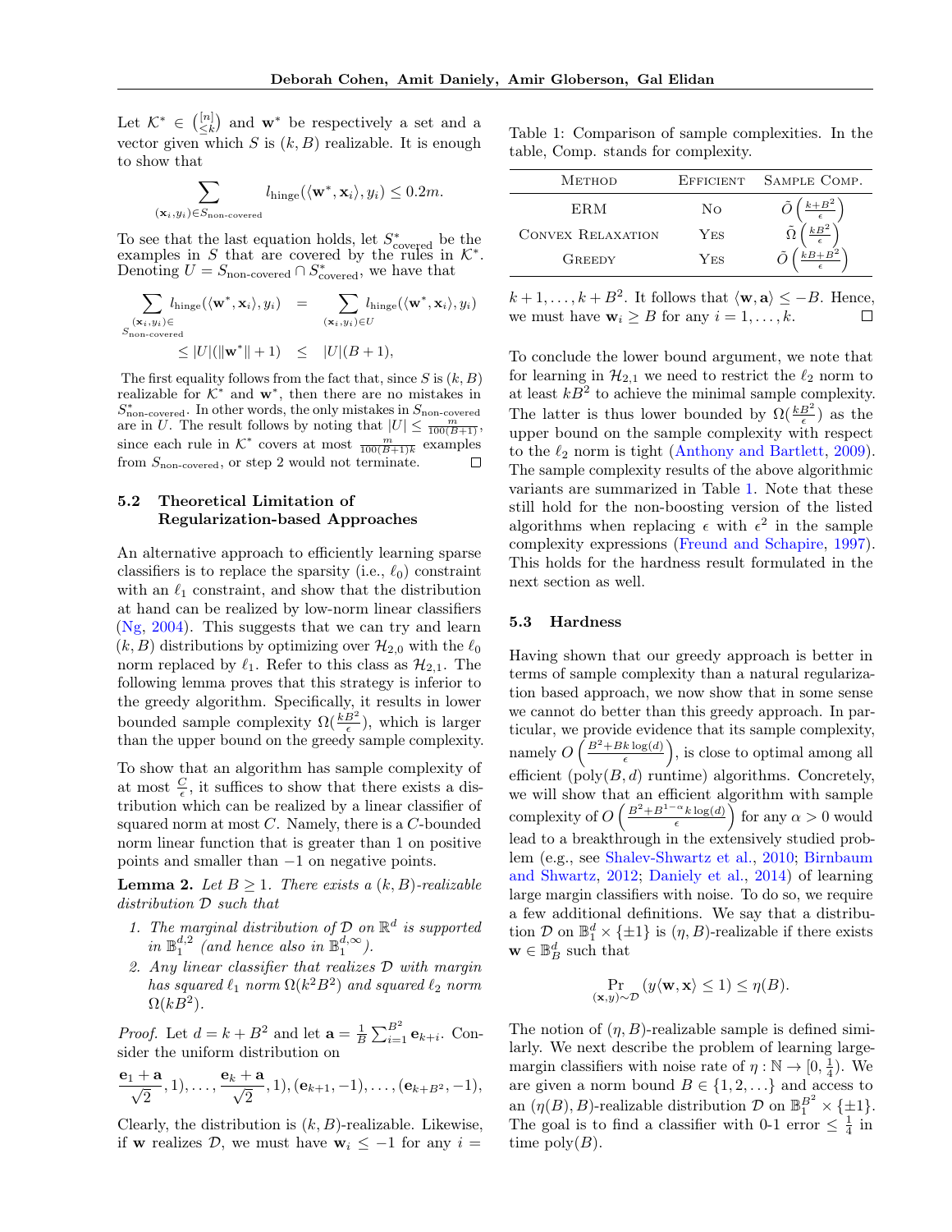Let $\mathcal{K}^* \in \binom{[n]}{\leq k}$ and $\mathbf{w}^*$ be respectively a set and a vector given which $S$ is $(k, B)$ realizable. It is enough to show that

$$\sum_{(\mathbf{x}_i, y_i) \in S_{\text{non-covered}}} l_{\text{hinge}}(\langle \mathbf{w}^*, \mathbf{x}_i \rangle, y_i) \leq 0.2m.$$

To see that the last equation holds, let $S^*_{\text{covered}}$ be the examples in $S$ that are covered by the rules in $\mathcal{K}^*$. Denoting $U = S_{\text{non-covered}} \cap S^*_{\text{covered}}$, we have that

$$\begin{aligned}\sum_{\substack{(\mathbf{x}_i, y_i) \in \\ S_{\text{non-covered}}}} l_{\text{hinge}}(\langle \mathbf{w}^*, \mathbf{x}_i \rangle, y_i) &= \sum_{(\mathbf{x}_i, y_i) \in U} l_{\text{hinge}}(\langle \mathbf{w}^*, \mathbf{x}_i \rangle, y_i) \\ &\leq |U|(\|\mathbf{w}^*\| + 1) \quad \leq \quad |U|(B+1),\end{aligned}$$

The first equality follows from the fact that, since $S$ is $(k, B)$ realizable for $\mathcal{K}^*$ and $\mathbf{w}^*$, then there are no mistakes in $S^*_{\text{non-covered}}$. In other words, the only mistakes in $S_{\text{non-covered}}$ are in $U$. The result follows by noting that $|U| \leq \frac{m}{100(B+1)}$, since each rule in $\mathcal{K}^*$ covers at most $\frac{m}{100(B+1)k}$ examples from $S_{\text{non-covered}}$, or step 2 would not terminate. □

## 5.2 Theoretical Limitation of Regularization-based Approaches

An alternative approach to efficiently learning sparse classifiers is to replace the sparsity (i.e., $\ell_0$) constraint with an $\ell_1$ constraint, and show that the distribution at hand can be realized by low-norm linear classifiers (Ng, 2004). This suggests that we can try and learn $(k, B)$ distributions by optimizing over $\mathcal{H}_{2,0}$ with the $\ell_0$ norm replaced by $\ell_1$. Refer to this class as $\mathcal{H}_{2,1}$. The following lemma proves that this strategy is inferior to the greedy algorithm. Specifically, it results in lower bounded sample complexity $\Omega(\frac{kB^2}{\epsilon})$, which is larger than the upper bound on the greedy sample complexity.

To show that an algorithm has sample complexity of at most $\frac{C}{\epsilon}$, it suffices to show that there exists a distribution which can be realized by a linear classifier of squared norm at most $C$. Namely, there is a $C$-bounded norm linear function that is greater than 1 on positive points and smaller than $-1$ on negative points.

**Lemma 2.** *Let $B \geq 1$. There exists a $(k, B)$-realizable distribution $\mathcal{D}$ such that*

1. *The marginal distribution of $\mathcal{D}$ on $\mathbb{R}^d$ is supported in $\mathbb{B}_1^{d,2}$ (and hence also in $\mathbb{B}_1^{d,\infty}$).*
2. *Any linear classifier that realizes $\mathcal{D}$ with margin has squared $\ell_1$ norm $\Omega(k^2B^2)$ and squared $\ell_2$ norm $\Omega(kB^2)$.*

*Proof.* Let $d = k + B^2$ and let $\mathbf{a} = \frac{1}{B}\sum_{i=1}^{B^2} \mathbf{e}_{k+i}$. Consider the uniform distribution on

$$\frac{\mathbf{e}_1 + \mathbf{a}}{\sqrt{2}}, 1), \ldots, \frac{\mathbf{e}_k + \mathbf{a}}{\sqrt{2}}, 1), (\mathbf{e}_{k+1}, -1), \ldots, (\mathbf{e}_{k+B^2}, -1),$$

Clearly, the distribution is $(k, B)$-realizable. Likewise, if $\mathbf{w}$ realizes $\mathcal{D}$, we must have $\mathbf{w}_i \leq -1$ for any $i = k+1, \ldots, k+B^2$. It follows that $\langle \mathbf{w}, \mathbf{a} \rangle \leq -B$. Hence, we must have $\mathbf{w}_i \geq B$ for any $i = 1, \ldots, k$. □

Table 1: Comparison of sample complexities. In the table, Comp. stands for complexity.

| Method | Efficient | Sample Comp. |
|---|---|---|
| ERM | No | $\tilde{O}\left(\frac{k+B^2}{\epsilon}\right)$ |
| Convex Relaxation | Yes | $\tilde{\Omega}\left(\frac{kB^2}{\epsilon}\right)$ |
| Greedy | Yes | $\tilde{O}\left(\frac{kB+B^2}{\epsilon}\right)$ |

To conclude the lower bound argument, we note that for learning in $\mathcal{H}_{2,1}$ we need to restrict the $\ell_2$ norm to at least $kB^2$ to achieve the minimal sample complexity. The latter is thus lower bounded by $\Omega(\frac{kB^2}{\epsilon})$ as the upper bound on the sample complexity with respect to the $\ell_2$ norm is tight (Anthony and Bartlett, 2009). The sample complexity results of the above algorithmic variants are summarized in Table 1. Note that these still hold for the non-boosting version of the listed algorithms when replacing $\epsilon$ with $\epsilon^2$ in the sample complexity expressions (Freund and Schapire, 1997). This holds for the hardness result formulated in the next section as well.

## 5.3 Hardness

Having shown that our greedy approach is better in terms of sample complexity than a natural regularization based approach, we now show that in some sense we cannot do better than this greedy approach. In particular, we provide evidence that its sample complexity, namely $O\left(\frac{B^2 + Bk\log(d)}{\epsilon}\right)$, is close to optimal among all efficient ($\text{poly}(B, d)$ runtime) algorithms. Concretely, we will show that an efficient algorithm with sample complexity of $O\left(\frac{B^2 + B^{1-\alpha}k\log(d)}{\epsilon}\right)$ for any $\alpha > 0$ would lead to a breakthrough in the extensively studied problem (e.g., see Shalev-Shwartz et al., 2010; Birnbaum and Shwartz, 2012; Daniely et al., 2014) of learning large margin classifiers with noise. To do so, we require a few additional definitions. We say that a distribution $\mathcal{D}$ on $\mathbb{B}_1^d \times \{\pm 1\}$ is $(\eta, B)$-realizable if there exists $\mathbf{w} \in \mathbb{B}_B^d$ such that

$$\Pr_{(\mathbf{x}, y) \sim \mathcal{D}} (y\langle \mathbf{w}, \mathbf{x} \rangle \leq 1) \leq \eta(B).$$

The notion of $(\eta, B)$-realizable sample is defined similarly. We next describe the problem of learning large-margin classifiers with noise rate of $\eta : \mathbb{N} \to [0, \frac{1}{4})$. We are given a norm bound $B \in \{1, 2, \ldots\}$ and access to an $(\eta(B), B)$-realizable distribution $\mathcal{D}$ on $\mathbb{B}_1^{B^2} \times \{\pm 1\}$. The goal is to find a classifier with 0-1 error $\leq \frac{1}{4}$ in time $\text{poly}(B)$.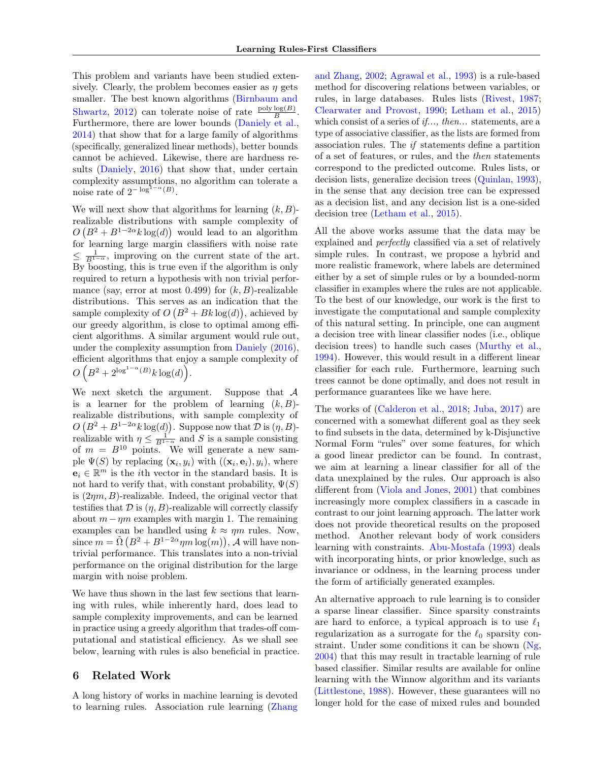This problem and variants have been studied extensively. Clearly, the problem becomes easier as $\eta$ gets smaller. The best known algorithms (Birnbaum and Shwartz, 2012) can tolerate noise of rate $\frac{\text{poly}\log(B)}{B}$. Furthermore, there are lower bounds (Daniely et al., 2014) that show that for a large family of algorithms (specifically, generalized linear methods), better bounds cannot be achieved. Likewise, there are hardness results (Daniely, 2016) that show that, under certain complexity assumptions, no algorithm can tolerate a noise rate of $2^{-\log^{1-\alpha}(B)}$.

We will next show that algorithms for learning $(k, B)$-realizable distributions with sample complexity of $O\left(B^2 + B^{1-2\alpha} k \log(d)\right)$ would lead to an algorithm for learning large margin classifiers with noise rate $\leq \frac{1}{B^{1-\alpha}}$, improving on the current state of the art. By boosting, this is true even if the algorithm is only required to return a hypothesis with non trivial performance (say, error at most 0.499) for $(k, B)$-realizable distributions. This serves as an indication that the sample complexity of $O\left(B^2 + Bk\log(d)\right)$, achieved by our greedy algorithm, is close to optimal among efficient algorithms. A similar argument would rule out, under the complexity assumption from Daniely (2016), efficient algorithms that enjoy a sample complexity of $O\left(B^2 + 2^{\log^{1-\alpha}(B)} k \log(d)\right)$.

We next sketch the argument. Suppose that $\mathcal{A}$ is a learner for the problem of learning $(k, B)$-realizable distributions, with sample complexity of $O\left(B^2 + B^{1-2\alpha} k \log(d)\right)$. Suppose now that $\mathcal{D}$ is $(\eta, B)$-realizable with $\eta \leq \frac{1}{B^{1-\alpha}}$ and $S$ is a sample consisting of $m = B^{10}$ points. We will generate a new sample $\Psi(S)$ by replacing $(\mathbf{x}_i, y_i)$ with $((\mathbf{x}_i, \mathbf{e}_i), y_i)$, where $\mathbf{e}_i \in \mathbb{R}^m$ is the $i$th vector in the standard basis. It is not hard to verify that, with constant probability, $\Psi(S)$ is $(2\eta m, B)$-realizable. Indeed, the original vector that testifies that $\mathcal{D}$ is $(\eta, B)$-realizable will correctly classify about $m - \eta m$ examples with margin 1. The remaining examples can be handled using $k \approx \eta m$ rules. Now, since $m = \tilde{\Omega}\left(B^2 + B^{1-2\alpha}\eta m \log(m)\right)$, $\mathcal{A}$ will have non-trivial performance. This translates into a non-trivial performance on the original distribution for the large margin with noise problem.

We have thus shown in the last few sections that learning with rules, while inherently hard, does lead to sample complexity improvements, and can be learned in practice using a greedy algorithm that trades-off computational and statistical efficiency. As we shall see below, learning with rules is also beneficial in practice.

## 6 Related Work

A long history of works in machine learning is devoted to learning rules. Association rule learning (Zhang and Zhang, 2002; Agrawal et al., 1993) is a rule-based method for discovering relations between variables, or rules, in large databases. Rules lists (Rivest, 1987; Clearwater and Provost, 1990; Letham et al., 2015) which consist of a series of *if..., then...* statements, are a type of associative classifier, as the lists are formed from association rules. The *if* statements define a partition of a set of features, or rules, and the *then* statements correspond to the predicted outcome. Rules lists, or decision lists, generalize decision trees (Quinlan, 1993), in the sense that any decision tree can be expressed as a decision list, and any decision list is a one-sided decision tree (Letham et al., 2015).

All the above works assume that the data may be explained and *perfectly* classified via a set of relatively simple rules. In contrast, we propose a hybrid and more realistic framework, where labels are determined either by a set of simple rules or by a bounded-norm classifier in examples where the rules are not applicable. To the best of our knowledge, our work is the first to investigate the computational and sample complexity of this natural setting. In principle, one can augment a decision tree with linear classifier nodes (i.e., oblique decision trees) to handle such cases (Murthy et al., 1994). However, this would result in a different linear classifier for each rule. Furthermore, learning such trees cannot be done optimally, and does not result in performance guarantees like we have here.

The works of (Calderon et al., 2018; Juba, 2017) are concerned with a somewhat different goal as they seek to find subsets in the data, determined by k-Disjunctive Normal Form "rules" over some features, for which a good linear predictor can be found. In contrast, we aim at learning a linear classifier for all of the data unexplained by the rules. Our approach is also different from (Viola and Jones, 2001) that combines increasingly more complex classifiers in a cascade in contrast to our joint learning approach. The latter work does not provide theoretical results on the proposed method. Another relevant body of work considers learning with constraints. Abu-Mostafa (1993) deals with incorporating hints, or prior knowledge, such as invariance or oddness, in the learning process under the form of artificially generated examples.

An alternative approach to rule learning is to consider a sparse linear classifier. Since sparsity constraints are hard to enforce, a typical approach is to use $\ell_1$ regularization as a surrogate for the $\ell_0$ sparsity constraint. Under some conditions it can be shown (Ng, 2004) that this may result in tractable learning of rule based classifier. Similar results are available for online learning with the Winnow algorithm and its variants (Littlestone, 1988). However, these guarantees will no longer hold for the case of mixed rules and bounded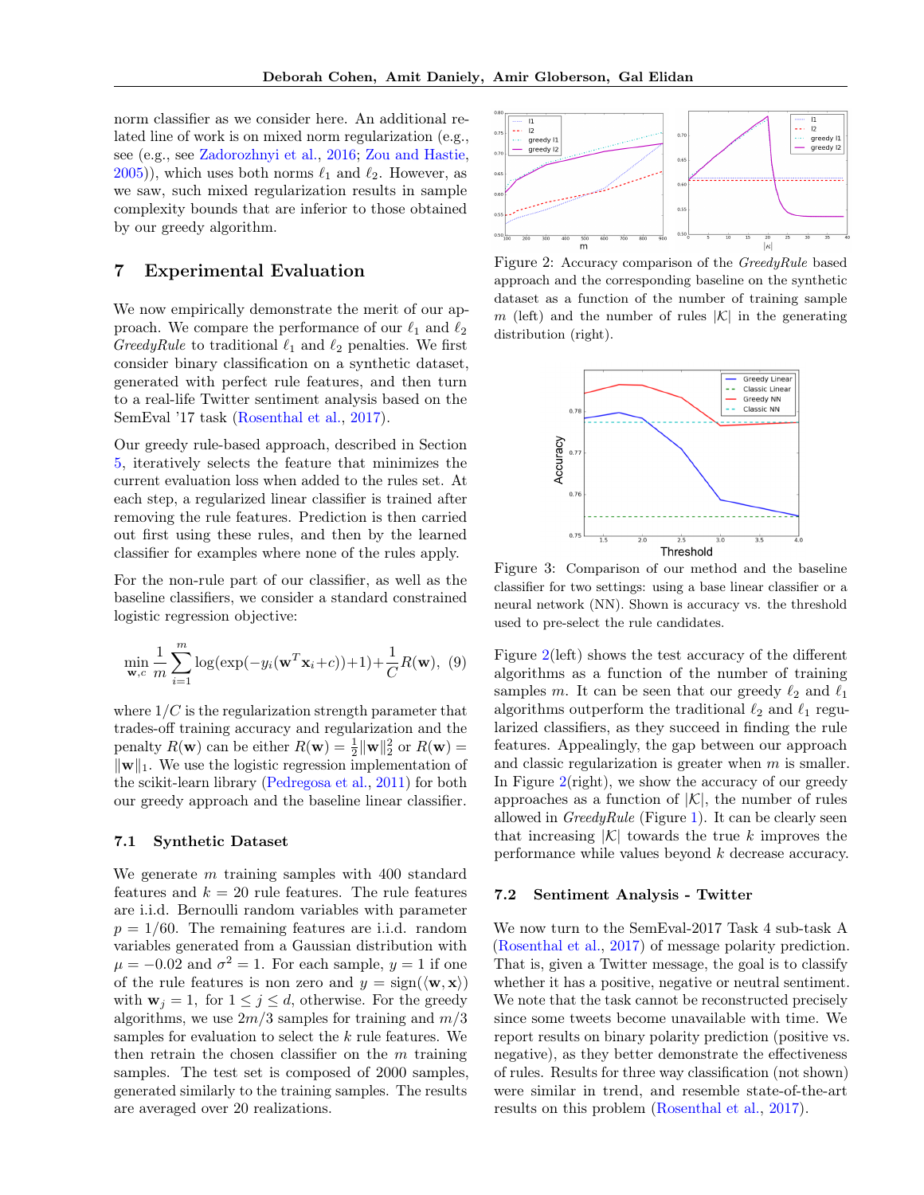norm classifier as we consider here. An additional related line of work is on mixed norm regularization (e.g., see (e.g., see Zadorozhnyi et al., 2016; Zou and Hastie, 2005)), which uses both norms $\ell_1$ and $\ell_2$. However, as we saw, such mixed regularization results in sample complexity bounds that are inferior to those obtained by our greedy algorithm.

## 7 Experimental Evaluation

We now empirically demonstrate the merit of our approach. We compare the performance of our $\ell_1$ and $\ell_2$ *GreedyRule* to traditional $\ell_1$ and $\ell_2$ penalties. We first consider binary classification on a synthetic dataset, generated with perfect rule features, and then turn to a real-life Twitter sentiment analysis based on the SemEval '17 task (Rosenthal et al., 2017).

Our greedy rule-based approach, described in Section 5, iteratively selects the feature that minimizes the current evaluation loss when added to the rules set. At each step, a regularized linear classifier is trained after removing the rule features. Prediction is then carried out first using these rules, and then by the learned classifier for examples where none of the rules apply.

For the non-rule part of our classifier, as well as the baseline classifiers, we consider a standard constrained logistic regression objective:

$$\min_{\mathbf{w},c} \frac{1}{m}\sum_{i=1}^{m} \log(\exp(-y_i(\mathbf{w}^T\mathbf{x}_i+c))+1)+\frac{1}{C}R(\mathbf{w}), \quad (9)$$

where $1/C$ is the regularization strength parameter that trades-off training accuracy and regularization and the penalty $R(\mathbf{w})$ can be either $R(\mathbf{w}) = \frac{1}{2}\|\mathbf{w}\|_2^2$ or $R(\mathbf{w}) = \|\mathbf{w}\|_1$. We use the logistic regression implementation of the scikit-learn library (Pedregosa et al., 2011) for both our greedy approach and the baseline linear classifier.

### 7.1 Synthetic Dataset

We generate $m$ training samples with 400 standard features and $k = 20$ rule features. The rule features are i.i.d. Bernoulli random variables with parameter $p = 1/60$. The remaining features are i.i.d. random variables generated from a Gaussian distribution with $\mu = -0.02$ and $\sigma^2 = 1$. For each sample, $y = 1$ if one of the rule features is non zero and $y = \text{sign}(\langle \mathbf{w}, \mathbf{x}\rangle)$ with $\mathbf{w}_j = 1$, for $1 \leq j \leq d$, otherwise. For the greedy algorithms, we use $2m/3$ samples for training and $m/3$ samples for evaluation to select the $k$ rule features. We then retrain the chosen classifier on the $m$ training samples. The test set is composed of 2000 samples, generated similarly to the training samples. The results are averaged over 20 realizations.

Figure 2: Accuracy comparison of the *GreedyRule* based approach and the corresponding baseline on the synthetic dataset as a function of the number of training sample $m$ (left) and the number of rules $|\mathcal{K}|$ in the generating distribution (right).

Figure 3: Comparison of our method and the baseline classifier for two settings: using a base linear classifier or a neural network (NN). Shown is accuracy vs. the threshold used to pre-select the rule candidates.

Figure 2(left) shows the test accuracy of the different algorithms as a function of the number of training samples $m$. It can be seen that our greedy $\ell_2$ and $\ell_1$ algorithms outperform the traditional $\ell_2$ and $\ell_1$ regularized classifiers, as they succeed in finding the rule features. Appealingly, the gap between our approach and classic regularization is greater when $m$ is smaller. In Figure 2(right), we show the accuracy of our greedy approaches as a function of $|\mathcal{K}|$, the number of rules allowed in *GreedyRule* (Figure 1). It can be clearly seen that increasing $|\mathcal{K}|$ towards the true $k$ improves the performance while values beyond $k$ decrease accuracy.

### 7.2 Sentiment Analysis - Twitter

We now turn to the SemEval-2017 Task 4 sub-task A (Rosenthal et al., 2017) of message polarity prediction. That is, given a Twitter message, the goal is to classify whether it has a positive, negative or neutral sentiment. We note that the task cannot be reconstructed precisely since some tweets become unavailable with time. We report results on binary polarity prediction (positive vs. negative), as they better demonstrate the effectiveness of rules. Results for three way classification (not shown) were similar in trend, and resemble state-of-the-art results on this problem (Rosenthal et al., 2017).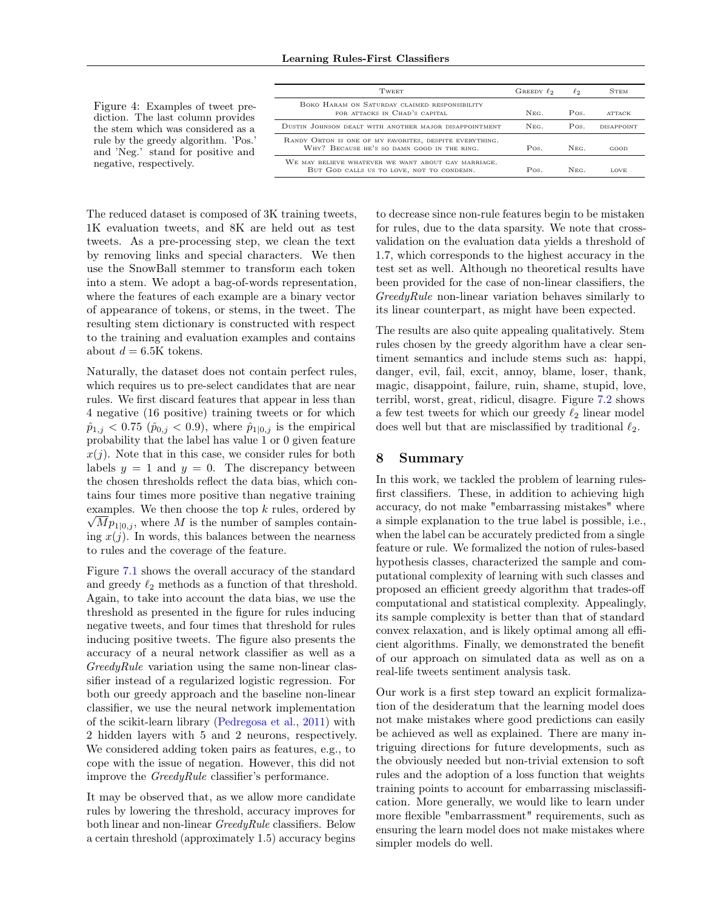Figure 4: Examples of tweet prediction. The last column provides the stem which was considered as a rule by the greedy algorithm. 'Pos.' and 'Neg.' stand for positive and negative, respectively.

| Tweet | Greedy $\ell_2$ | $\ell_2$ | Stem |
|---|---|---|---|
| Boko Haram on Saturday claimed responsibility for attacks in Chad's capital | Neg. | Pos. | attack |
| Dustin Johnson dealt with another major disappointment | Neg. | Pos. | disappoint |
| Randy Orton is one of my favorites, despite everything. Why? Because he's so damn good in the ring. | Pos. | Neg. | good |
| We may believe whatever we want about gay marriage. But God calls us to love, not to condemn. | Pos. | Neg. | love |

The reduced dataset is composed of 3K training tweets, 1K evaluation tweets, and 8K are held out as test tweets. As a pre-processing step, we clean the text by removing links and special characters. We then use the SnowBall stemmer to transform each token into a stem. We adopt a bag-of-words representation, where the features of each example are a binary vector of appearance of tokens, or stems, in the tweet. The resulting stem dictionary is constructed with respect to the training and evaluation examples and contains about $d = 6.5$K tokens.

Naturally, the dataset does not contain perfect rules, which requires us to pre-select candidates that are near rules. We first discard features that appear in less than 4 negative (16 positive) training tweets or for which $\hat{p}_{1,j} < 0.75$ ($\hat{p}_{0,j} < 0.9$), where $\hat{p}_{1|0,j}$ is the empirical probability that the label has value 1 or 0 given feature $x(j)$. Note that in this case, we consider rules for both labels $y = 1$ and $y = 0$. The discrepancy between the chosen thresholds reflect the data bias, which contains four times more positive than negative training examples. We then choose the top $k$ rules, ordered by $\sqrt{M}p_{1|0,j}$, where $M$ is the number of samples containing $x(j)$. In words, this balances between the nearness to rules and the coverage of the feature.

Figure 7.1 shows the overall accuracy of the standard and greedy $\ell_2$ methods as a function of that threshold. Again, to take into account the data bias, we use the threshold as presented in the figure for rules inducing negative tweets, and four times that threshold for rules inducing positive tweets. The figure also presents the accuracy of a neural network classifier as well as a *GreedyRule* variation using the same non-linear classifier instead of a regularized logistic regression. For both our greedy approach and the baseline non-linear classifier, we use the neural network implementation of the scikit-learn library (Pedregosa et al., 2011) with 2 hidden layers with 5 and 2 neurons, respectively. We considered adding token pairs as features, e.g., to cope with the issue of negation. However, this did not improve the *GreedyRule* classifier's performance.

It may be observed that, as we allow more candidate rules by lowering the threshold, accuracy improves for both linear and non-linear *GreedyRule* classifiers. Below a certain threshold (approximately 1.5) accuracy begins to decrease since non-rule features begin to be mistaken for rules, due to the data sparsity. We note that cross-validation on the evaluation data yields a threshold of 1.7, which corresponds to the highest accuracy in the test set as well. Although no theoretical results have been provided for the case of non-linear classifiers, the *GreedyRule* non-linear variation behaves similarly to its linear counterpart, as might have been expected.

The results are also quite appealing qualitatively. Stem rules chosen by the greedy algorithm have a clear sentiment semantics and include stems such as: happi, danger, evil, fail, excit, annoy, blame, loser, thank, magic, disappoint, failure, ruin, shame, stupid, love, terribl, worst, great, ridicul, disagre. Figure 7.2 shows a few test tweets for which our greedy $\ell_2$ linear model does well but that are misclassified by traditional $\ell_2$.

## 8 Summary

In this work, we tackled the problem of learning rules-first classifiers. These, in addition to achieving high accuracy, do not make "embarrassing mistakes" where a simple explanation to the true label is possible, i.e., when the label can be accurately predicted from a single feature or rule. We formalized the notion of rules-based hypothesis classes, characterized the sample and computational complexity of learning with such classes and proposed an efficient greedy algorithm that trades-off computational and statistical complexity. Appealingly, its sample complexity is better than that of standard convex relaxation, and is likely optimal among all efficient algorithms. Finally, we demonstrated the benefit of our approach on simulated data as well as on a real-life tweets sentiment analysis task.

Our work is a first step toward an explicit formalization of the desideratum that the learning model does not make mistakes where good predictions can easily be achieved as well as explained. There are many intriguing directions for future developments, such as the obviously needed but non-trivial extension to soft rules and the adoption of a loss function that weights training points to account for embarrassing misclassification. More generally, we would like to learn under more flexible "embarrassment" requirements, such as ensuring the learn model does not make mistakes where simpler models do well.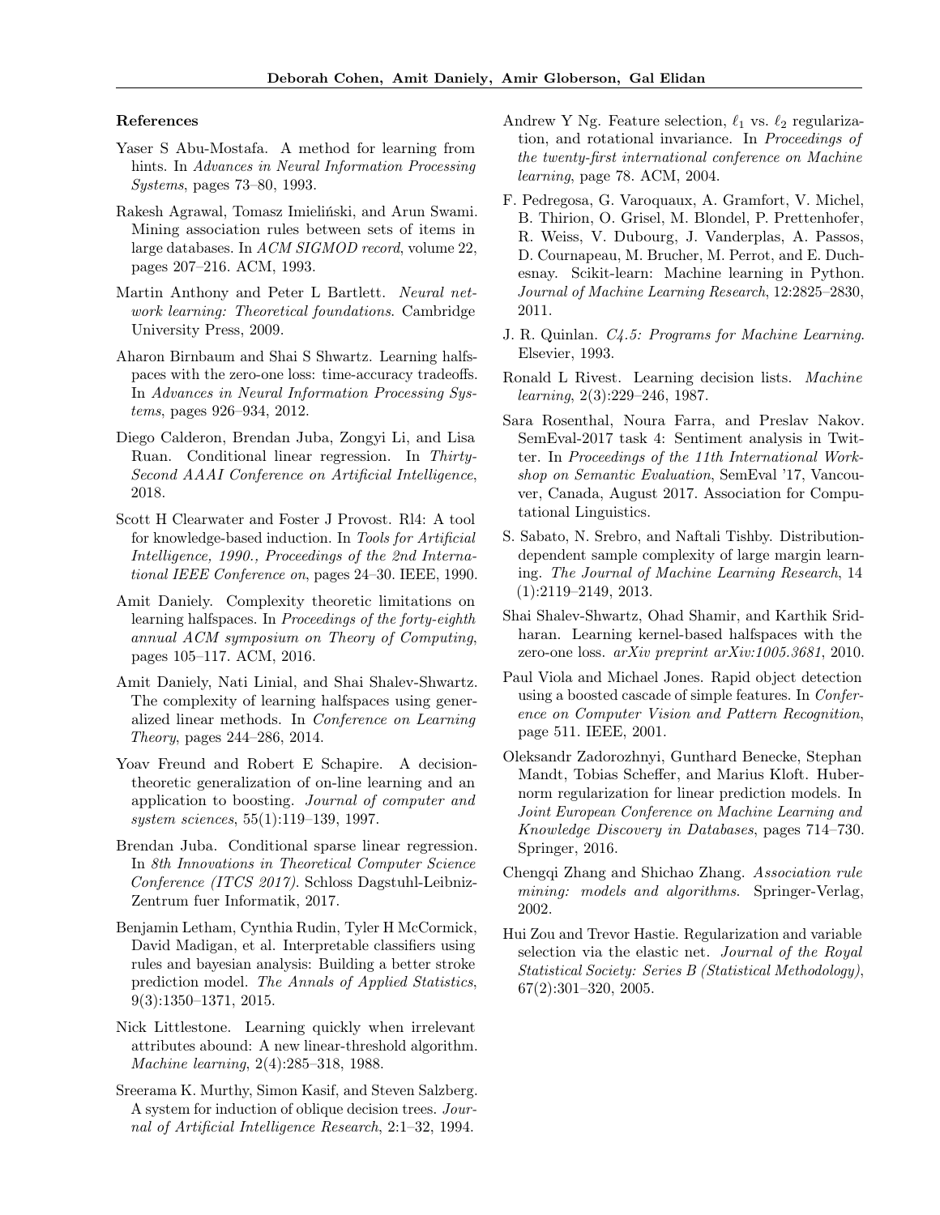## References

Yaser S Abu-Mostafa. A method for learning from hints. In *Advances in Neural Information Processing Systems*, pages 73–80, 1993.

Rakesh Agrawal, Tomasz Imieliński, and Arun Swami. Mining association rules between sets of items in large databases. In *ACM SIGMOD record*, volume 22, pages 207–216. ACM, 1993.

Martin Anthony and Peter L Bartlett. *Neural network learning: Theoretical foundations*. Cambridge University Press, 2009.

Aharon Birnbaum and Shai S Shwartz. Learning halfspaces with the zero-one loss: time-accuracy tradeoffs. In *Advances in Neural Information Processing Systems*, pages 926–934, 2012.

Diego Calderon, Brendan Juba, Zongyi Li, and Lisa Ruan. Conditional linear regression. In *Thirty-Second AAAI Conference on Artificial Intelligence*, 2018.

Scott H Clearwater and Foster J Provost. Rl4: A tool for knowledge-based induction. In *Tools for Artificial Intelligence, 1990., Proceedings of the 2nd International IEEE Conference on*, pages 24–30. IEEE, 1990.

Amit Daniely. Complexity theoretic limitations on learning halfspaces. In *Proceedings of the forty-eighth annual ACM symposium on Theory of Computing*, pages 105–117. ACM, 2016.

Amit Daniely, Nati Linial, and Shai Shalev-Shwartz. The complexity of learning halfspaces using generalized linear methods. In *Conference on Learning Theory*, pages 244–286, 2014.

Yoav Freund and Robert E Schapire. A decision-theoretic generalization of on-line learning and an application to boosting. *Journal of computer and system sciences*, 55(1):119–139, 1997.

Brendan Juba. Conditional sparse linear regression. In *8th Innovations in Theoretical Computer Science Conference (ITCS 2017)*. Schloss Dagstuhl-Leibniz-Zentrum fuer Informatik, 2017.

Benjamin Letham, Cynthia Rudin, Tyler H McCormick, David Madigan, et al. Interpretable classifiers using rules and bayesian analysis: Building a better stroke prediction model. *The Annals of Applied Statistics*, 9(3):1350–1371, 2015.

Nick Littlestone. Learning quickly when irrelevant attributes abound: A new linear-threshold algorithm. *Machine learning*, 2(4):285–318, 1988.

Sreerama K. Murthy, Simon Kasif, and Steven Salzberg. A system for induction of oblique decision trees. *Journal of Artificial Intelligence Research*, 2:1–32, 1994.

Andrew Y Ng. Feature selection, $\ell_1$ vs. $\ell_2$ regularization, and rotational invariance. In *Proceedings of the twenty-first international conference on Machine learning*, page 78. ACM, 2004.

F. Pedregosa, G. Varoquaux, A. Gramfort, V. Michel, B. Thirion, O. Grisel, M. Blondel, P. Prettenhofer, R. Weiss, V. Dubourg, J. Vanderplas, A. Passos, D. Cournapeau, M. Brucher, M. Perrot, and E. Duchesnay. Scikit-learn: Machine learning in Python. *Journal of Machine Learning Research*, 12:2825–2830, 2011.

J. R. Quinlan. *C4.5: Programs for Machine Learning*. Elsevier, 1993.

Ronald L Rivest. Learning decision lists. *Machine learning*, 2(3):229–246, 1987.

Sara Rosenthal, Noura Farra, and Preslav Nakov. SemEval-2017 task 4: Sentiment analysis in Twitter. In *Proceedings of the 11th International Workshop on Semantic Evaluation*, SemEval '17, Vancouver, Canada, August 2017. Association for Computational Linguistics.

S. Sabato, N. Srebro, and Naftali Tishby. Distribution-dependent sample complexity of large margin learning. *The Journal of Machine Learning Research*, 14 (1):2119–2149, 2013.

Shai Shalev-Shwartz, Ohad Shamir, and Karthik Sridharan. Learning kernel-based halfspaces with the zero-one loss. *arXiv preprint arXiv:1005.3681*, 2010.

Paul Viola and Michael Jones. Rapid object detection using a boosted cascade of simple features. In *Conference on Computer Vision and Pattern Recognition*, page 511. IEEE, 2001.

Oleksandr Zadorozhnyi, Gunthard Benecke, Stephan Mandt, Tobias Scheffer, and Marius Kloft. Huber-norm regularization for linear prediction models. In *Joint European Conference on Machine Learning and Knowledge Discovery in Databases*, pages 714–730. Springer, 2016.

Chengqi Zhang and Shichao Zhang. *Association rule mining: models and algorithms*. Springer-Verlag, 2002.

Hui Zou and Trevor Hastie. Regularization and variable selection via the elastic net. *Journal of the Royal Statistical Society: Series B (Statistical Methodology)*, 67(2):301–320, 2005.